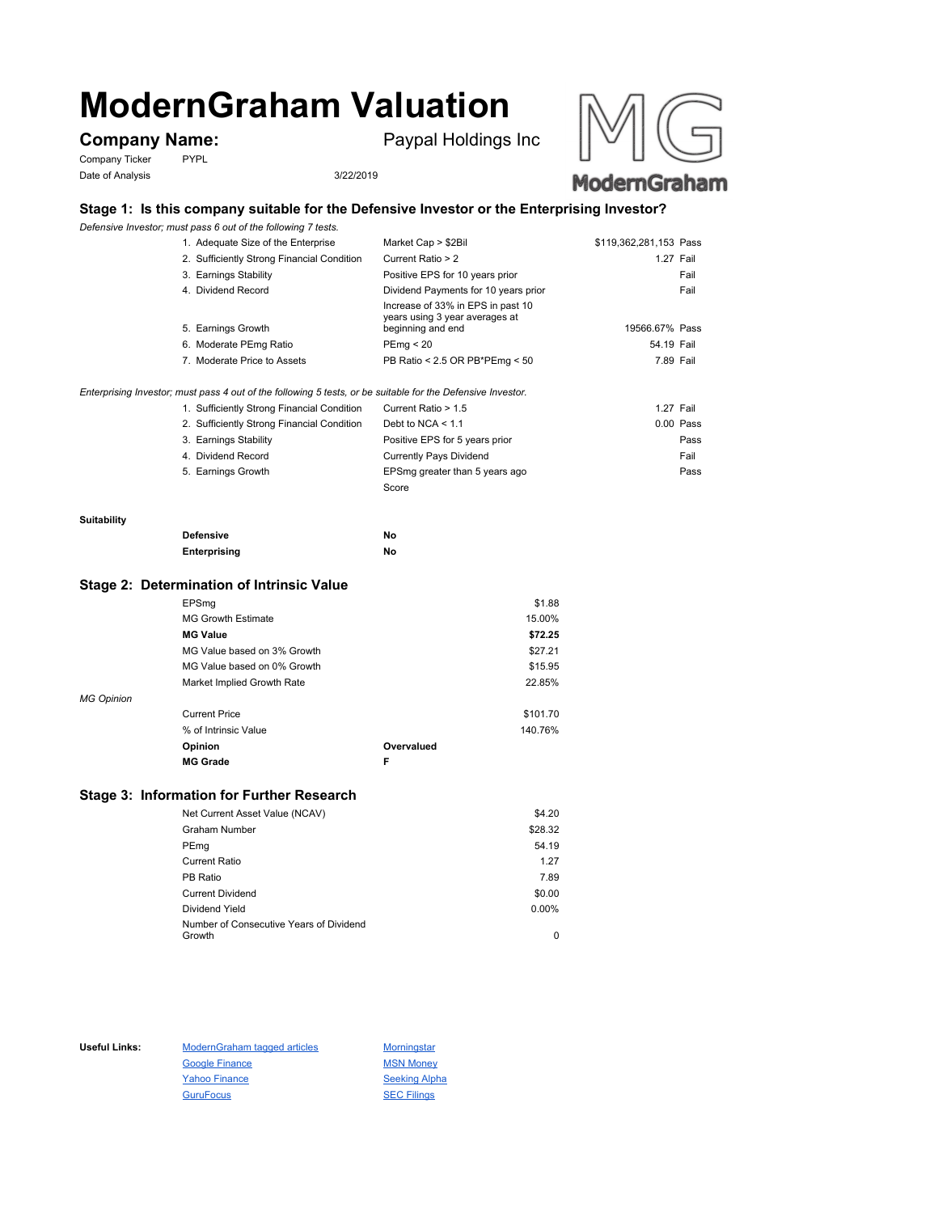# ModernGraham Valuation

**Company Name:** Paypal Holdings Inc

Company Ticker: PYPL

Date of Analysis: 3/22/2019

## Stage 1: Is this company suitable for the Defensive Investor or the Enterprising Investor?

*Defensive Investor; must pass 6 out of the following 7 tests.*

| Test | Criteria | Value | Result |
|---|---|---|---|
| 1. Adequate Size of the Enterprise | Market Cap > $2Bil | $119,362,281,153 | Pass |
| 2. Sufficiently Strong Financial Condition | Current Ratio > 2 | 1.27 | Fail |
| 3. Earnings Stability | Positive EPS for 10 years prior | | Fail |
| 4. Dividend Record | Dividend Payments for 10 years prior | | Fail |
| 5. Earnings Growth | Increase of 33% in EPS in past 10 years using 3 year averages at beginning and end | 19566.67% | Pass |
| 6. Moderate PEmg Ratio | PEmg < 20 | 54.19 | Fail |
| 7. Moderate Price to Assets | PB Ratio < 2.5 OR PB*PEmg < 50 | 7.89 | Fail |

*Enterprising Investor; must pass 4 out of the following 5 tests, or be suitable for the Defensive Investor.*

| Test | Criteria | Value | Result |
|---|---|---|---|
| 1. Sufficiently Strong Financial Condition | Current Ratio > 1.5 | 1.27 | Fail |
| 2. Sufficiently Strong Financial Condition | Debt to NCA < 1.1 | 0.00 | Pass |
| 3. Earnings Stability | Positive EPS for 5 years prior | | Pass |
| 4. Dividend Record | Currently Pays Dividend | | Fail |
| 5. Earnings Growth | EPSmg greater than 5 years ago | | Pass |
| | Score | | |

**Suitability**

| | |
|---|---|
| **Defensive** | **No** |
| **Enterprising** | **No** |

## Stage 2: Determination of Intrinsic Value

| | |
|---|---|
| EPSmg | $1.88 |
| MG Growth Estimate | 15.00% |
| **MG Value** | **$72.25** |
| MG Value based on 3% Growth | $27.21 |
| MG Value based on 0% Growth | $15.95 |
| Market Implied Growth Rate | 22.85% |

*MG Opinion*

| | |
|---|---|
| Current Price | $101.70 |
| % of Intrinsic Value | 140.76% |
| **Opinion** | **Overvalued** |
| **MG Grade** | **F** |

## Stage 3: Information for Further Research

| | |
|---|---|
| Net Current Asset Value (NCAV) | $4.20 |
| Graham Number | $28.32 |
| PEmg | 54.19 |
| Current Ratio | 1.27 |
| PB Ratio | 7.89 |
| Current Dividend | $0.00 |
| Dividend Yield | 0.00% |
| Number of Consecutive Years of Dividend Growth | 0 |

**Useful Links:**

- ModernGraham tagged articles
- Google Finance
- Yahoo Finance
- GuruFocus
- Morningstar
- MSN Money
- Seeking Alpha
- SEC Filings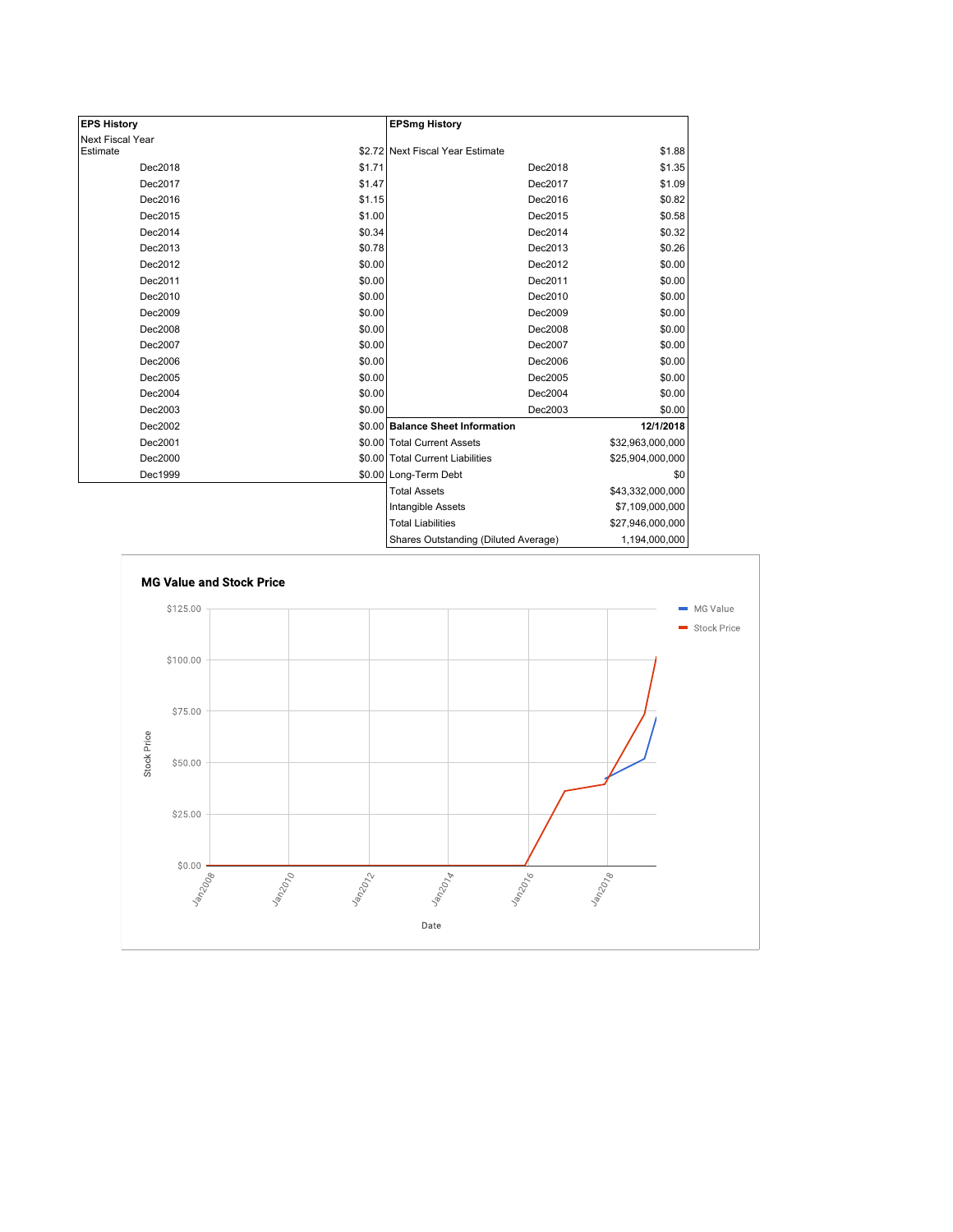| EPS History | | EPSmg History | |
|---|---|---|---|
| Next Fiscal Year Estimate | $2.72 | Next Fiscal Year Estimate | $1.88 |
| Dec2018 | $1.71 | Dec2018 | $1.35 |
| Dec2017 | $1.47 | Dec2017 | $1.09 |
| Dec2016 | $1.15 | Dec2016 | $0.82 |
| Dec2015 | $1.00 | Dec2015 | $0.58 |
| Dec2014 | $0.34 | Dec2014 | $0.32 |
| Dec2013 | $0.78 | Dec2013 | $0.26 |
| Dec2012 | $0.00 | Dec2012 | $0.00 |
| Dec2011 | $0.00 | Dec2011 | $0.00 |
| Dec2010 | $0.00 | Dec2010 | $0.00 |
| Dec2009 | $0.00 | Dec2009 | $0.00 |
| Dec2008 | $0.00 | Dec2008 | $0.00 |
| Dec2007 | $0.00 | Dec2007 | $0.00 |
| Dec2006 | $0.00 | Dec2006 | $0.00 |
| Dec2005 | $0.00 | Dec2005 | $0.00 |
| Dec2004 | $0.00 | Dec2004 | $0.00 |
| Dec2003 | $0.00 | Dec2003 | $0.00 |
| Dec2002 | $0.00 | **Balance Sheet Information** | **12/1/2018** |
| Dec2001 | $0.00 | Total Current Assets | $32,963,000,000 |
| Dec2000 | $0.00 | Total Current Liabilities | $25,904,000,000 |
| Dec1999 | $0.00 | Long-Term Debt | $0 |
| | | Total Assets | $43,332,000,000 |
| | | Intangible Assets | $7,109,000,000 |
| | | Total Liabilities | $27,946,000,000 |
| | | Shares Outstanding (Diluted Average) | 1,194,000,000 |

**MG Value and Stock Price**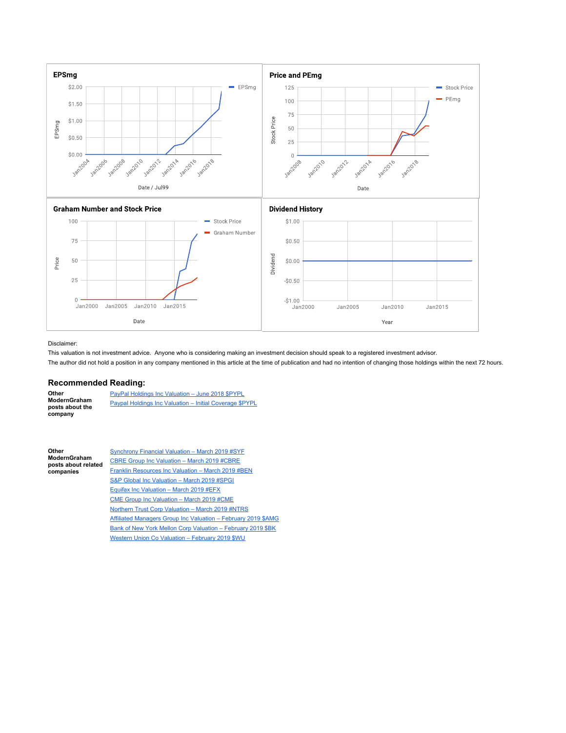EPSmg

$2.00
$1.50
$1.00
$0.50
$0.00

EPSmg

Jan2004 Jan2006 Jan2008 Jan2010 Jan2012 Jan2014 Jan2016 Jan2018

Date / Jul99

Price and PEmg

125
100
75
50
25
0

Stock Price

Stock Price
PEmg

Jan2008 Jan2010 Jan2012 Jan2014 Jan2016 Jan2018

Date

Graham Number and Stock Price

100
75
50
25
0

Price

Stock Price
Graham Number

Jan2000 Jan2005 Jan2010 Jan2015

Date

Dividend History

$1.00
$0.50
$0.00
-$0.50
-$1.00

Dividend

Jan2000 Jan2005 Jan2010 Jan2015

Year

Disclaimer:

This valuation is not investment advice. Anyone who is considering making an investment decision should speak to a registered investment advisor.

The author did not hold a position in any company mentioned in this article at the time of publication and had no intention of changing those holdings within the next 72 hours.

## Recommended Reading:

**Other ModernGraham posts about the company**

- PayPal Holdings Inc Valuation – June 2018 $PYPL
- Paypal Holdings Inc Valuation – Initial Coverage $PYPL

**Other ModernGraham posts about related companies**

- Synchrony Financial Valuation – March 2019 #SYF
- CBRE Group Inc Valuation – March 2019 #CBRE
- Franklin Resources Inc Valuation – March 2019 #BEN
- S&P Global Inc Valuation – March 2019 #SPGI
- Equifax Inc Valuation – March 2019 #EFX
- CME Group Inc Valuation – March 2019 #CME
- Northern Trust Corp Valuation – March 2019 #NTRS
- Affiliated Managers Group Inc Valuation – February 2019 $AMG
- Bank of New York Mellon Corp Valuation – February 2019 $BK
- Western Union Co Valuation – February 2019 $WU